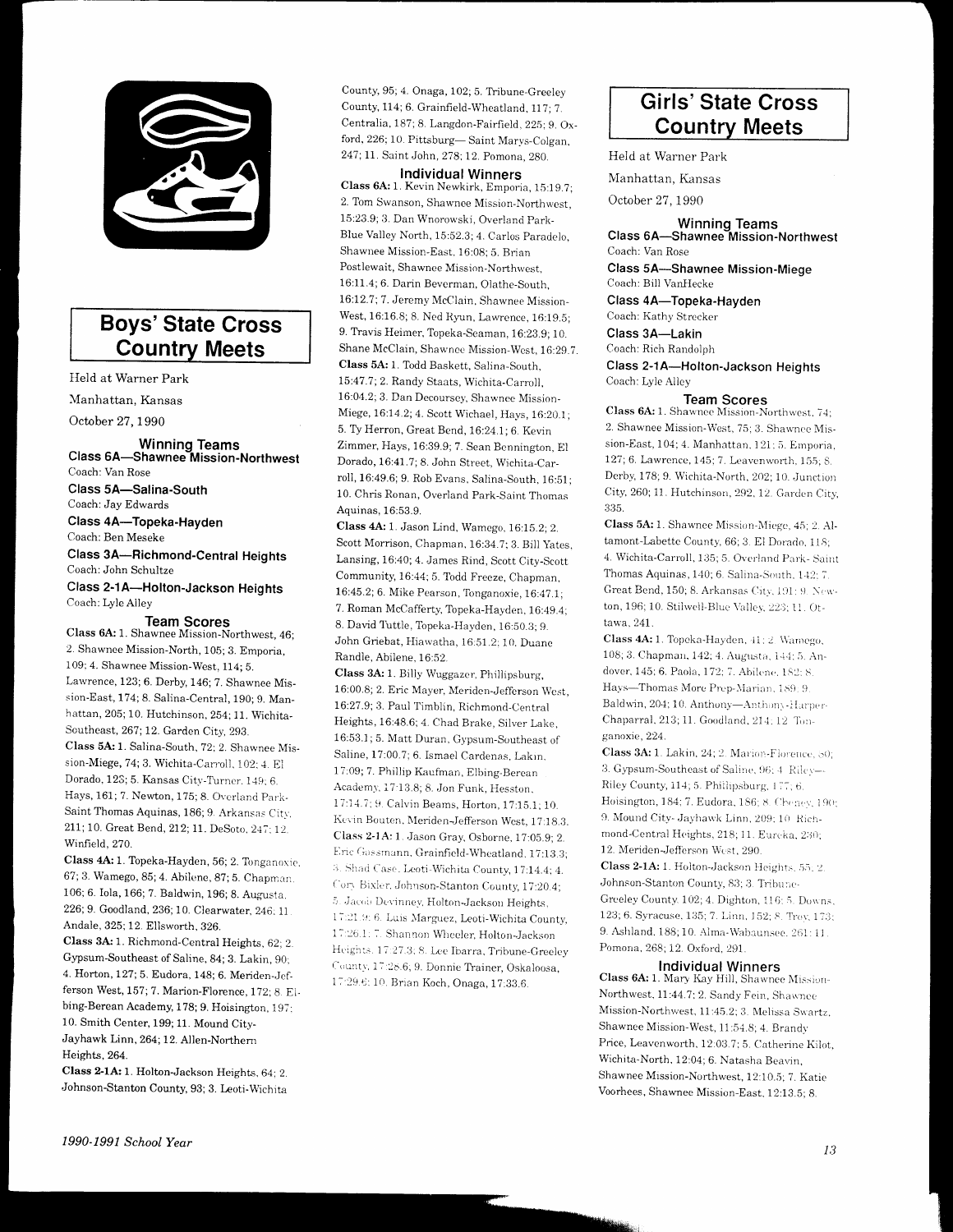## Boys' State Cross Country Meets

Held at Warner Park

Manhattan, Kansas

October 27, 1990

### Winning Teams

**Class 6A—Shawnee Mission-Northwest**
Coach: Van Rose

**Class 5A—Salina-South**
Coach: Jay Edwards

**Class 4A—Topeka-Hayden**
Coach: Ben Meseke

**Class 3A—Richmond-Central Heights**
Coach: John Schultze

**Class 2-1A—Holton-Jackson Heights**
Coach: Lyle Alley

### Team Scores

**Class 6A:** 1. Shawnee Mission-Northwest, 46; 2. Shawnee Mission-North, 105; 3. Emporia, 109; 4. Shawnee Mission-West, 114; 5. Lawrence, 123; 6. Derby, 146; 7. Shawnee Mission-East, 174; 8. Salina-Central, 190; 9. Manhattan, 205; 10. Hutchinson, 254; 11. Wichita-Southeast, 267; 12. Garden City, 293.

**Class 5A:** 1. Salina-South, 72; 2. Shawnee Mission-Miege, 74; 3. Wichita-Carroll, 102; 4. El Dorado, 123; 5. Kansas City-Turner, 149; 6. Hays, 161; 7. Newton, 175; 8. Overland Park-Saint Thomas Aquinas, 186; 9. Arkansas City, 211; 10. Great Bend, 212; 11. DeSoto, 247; 12. Winfield, 270.

**Class 4A:** 1. Topeka-Hayden, 56; 2. Tonganoxie, 67; 3. Wamego, 85; 4. Abilene, 87; 5. Chapman, 106; 6. Iola, 166; 7. Baldwin, 196; 8. Augusta, 226; 9. Goodland, 236; 10. Clearwater, 246; 11. Andale, 325; 12. Ellsworth, 326.

**Class 3A:** 1. Richmond-Central Heights, 62; 2. Gypsum-Southeast of Saline, 84; 3. Lakin, 90; 4. Horton, 127; 5. Eudora, 148; 6. Meriden-Jefferson West, 157; 7. Marion-Florence, 172; 8. Elbing-Berean Academy, 178; 9. Hoisington, 197; 10. Smith Center, 199; 11. Mound City-Jayhawk Linn, 264; 12. Allen-Northern Heights, 264.

**Class 2-1A:** 1. Holton-Jackson Heights, 64; 2. Johnson-Stanton County, 93; 3. Leoti-Wichita County, 95; 4. Onaga, 102; 5. Tribune-Greeley County, 114; 6. Grainfield-Wheatland, 117; 7. Centralia, 187; 8. Langdon-Fairfield, 225; 9. Oxford, 226; 10. Pittsburg— Saint Marys-Colgan, 247; 11. Saint John, 278; 12. Pomona, 280.

### Individual Winners

**Class 6A:** 1. Kevin Newkirk, Emporia, 15:19.7; 2. Tom Swanson, Shawnee Mission-Northwest, 15:23.9; 3. Dan Wnorowski, Overland Park-Blue Valley North, 15:52.3; 4. Carlos Paradelo, Shawnee Mission-East, 16:08; 5. Brian Postlewait, Shawnee Mission-Northwest, 16:11.4; 6. Darin Beverman, Olathe-South, 16:12.7; 7. Jeremy McClain, Shawnee Mission-West, 16:16.8; 8. Ned Ryun, Lawrence, 16:19.5; 9. Travis Heimer, Topeka-Seaman, 16:23.9; 10. Shane McClain, Shawnee Mission-West, 16:29.7.

**Class 5A:** 1. Todd Baskett, Salina-South, 15:47.7; 2. Randy Staats, Wichita-Carroll, 16:04.2; 3. Dan Decoursey, Shawnee Mission-Miege, 16:14.2; 4. Scott Wichael, Hays, 16:20.1; 5. Ty Herron, Great Bend, 16:24.1; 6. Kevin Zimmer, Hays, 16:39.9; 7. Sean Bennington, El Dorado, 16:41.7; 8. John Street, Wichita-Carroll, 16:49.6; 9. Rob Evans, Salina-South, 16:51; 10. Chris Ronan, Overland Park-Saint Thomas Aquinas, 16:53.9.

**Class 4A:** 1. Jason Lind, Wamego, 16:15.2; 2. Scott Morrison, Chapman, 16:34.7; 3. Bill Yates, Lansing, 16:40; 4. James Rind, Scott City-Scott Community, 16:44; 5. Todd Freeze, Chapman, 16:45.2; 6. Mike Pearson, Tonganoxie, 16:47.1; 7. Roman McCafferty, Topeka-Hayden, 16:49.4; 8. David Tuttle, Topeka-Hayden, 16:50.3; 9. John Griebat, Hiawatha, 16:51.2; 10. Duane Randle, Abilene, 16:52.

**Class 3A:** 1. Billy Wuggazer, Phillipsburg, 16:00.8; 2. Eric Mayer, Meriden-Jefferson West, 16:27.9; 3. Paul Timblin, Richmond-Central Heights, 16:48.6; 4. Chad Brake, Silver Lake, 16:53.1; 5. Matt Duran, Gypsum-Southeast of Saline, 17:00.7; 6. Ismael Cardenas, Lakin, 17:09; 7. Phillip Kaufman, Elbing-Berean Academy, 17:13.8; 8. Jon Funk, Hesston, 17:14.7; 9. Calvin Beams, Horton, 17:15.1; 10. Kevin Bouten, Meriden-Jefferson West, 17:18.3.

**Class 2-1A:** 1. Jason Gray, Osborne, 17:05.9; 2. Eric Gossmann, Grainfield-Wheatland, 17:13.3; 3. Shad Case, Leoti-Wichita County, 17:14.4; 4. Cory Bixler, Johnson-Stanton County, 17:20.4; 5. Jacob Devinney, Holton-Jackson Heights, 17:21.9; 6. Luis Marguez, Leoti-Wichita County, 17:26.1; 7. Shannon Wheeler, Holton-Jackson Heights, 17:27.3; 8. Lee Ibarra, Tribune-Greeley County, 17:28.6; 9. Donnie Trainer, Oskaloosa, 17:29.6; 10. Brian Koch, Onaga, 17:33.6.

## Girls' State Cross Country Meets

Held at Warner Park

Manhattan, Kansas

October 27, 1990

### Winning Teams

**Class 6A—Shawnee Mission-Northwest**
Coach: Van Rose

**Class 5A—Shawnee Mission-Miege**
Coach: Bill VanHecke

**Class 4A—Topeka-Hayden**
Coach: Kathy Strecker

**Class 3A—Lakin**
Coach: Rich Randolph

**Class 2-1A—Holton-Jackson Heights**
Coach: Lyle Alley

### Team Scores

**Class 6A:** 1. Shawnee Mission-Northwest, 74; 2. Shawnee Mission-West, 75; 3. Shawnee Mission-East, 104; 4. Manhattan, 121; 5. Emporia, 127; 6. Lawrence, 145; 7. Leavenworth, 155; 8. Derby, 178; 9. Wichita-North, 202; 10. Junction City, 260; 11. Hutchinson, 292; 12. Garden City, 335.

**Class 5A:** 1. Shawnee Mission-Miege, 45; 2. Altamont-Labette County, 66; 3. El Dorado, 118; 4. Wichita-Carroll, 135; 5. Overland Park-Saint Thomas Aquinas, 140; 6. Salina-South, 142; 7. Great Bend, 150; 8. Arkansas City, 191; 9. Newton, 196; 10. Stilwell-Blue Valley, 223; 11. Ottawa, 241.

**Class 4A:** 1. Topeka-Hayden, 41; 2. Wamego, 108; 3. Chapman, 142; 4. Augusta, 144; 5. Andover, 145; 6. Paola, 172; 7. Abilene, 182; 8. Hays—Thomas More Prep-Marian, 189; 9. Baldwin, 204; 10. Anthony—Anthony-Harper-Chaparral, 213; 11. Goodland, 214; 12. Tonganoxie, 224.

**Class 3A:** 1. Lakin, 24; 2. Marion-Florence, 80; 3. Gypsum-Southeast of Saline, 96; 4. Riley—Riley County, 114; 5. Phillipsburg, 177; 6. Hoisington, 184; 7. Eudora, 186; 8. Cheney, 190; 9. Mound City- Jayhawk Linn, 209; 10. Richmond-Central Heights, 218; 11. Eureka, 230; 12. Meriden-Jefferson West, 290.

**Class 2-1A:** 1. Holton-Jackson Heights, 55; 2. Johnson-Stanton County, 83; 3. Tribune-Greeley County, 102; 4. Dighton, 116; 5. Downs, 123; 6. Syracuse, 135; 7. Linn, 152; 8. Troy, 173; 9. Ashland, 188; 10. Alma-Wabaunsee, 261; 11. Pomona, 268; 12. Oxford, 291.

### Individual Winners

**Class 6A:** 1. Mary Kay Hill, Shawnee Mission-Northwest, 11:44.7; 2. Sandy Fein, Shawnee Mission-Northwest, 11:45.2; 3. Melissa Swartz, Shawnee Mission-West, 11:54.8; 4. Brandy Price, Leavenworth, 12:03.7; 5. Catherine Kilot, Wichita-North, 12:04; 6. Natasha Beavin, Shawnee Mission-Northwest, 12:10.5; 7. Katie Voorhees, Shawnee Mission-East, 12:13.5; 8.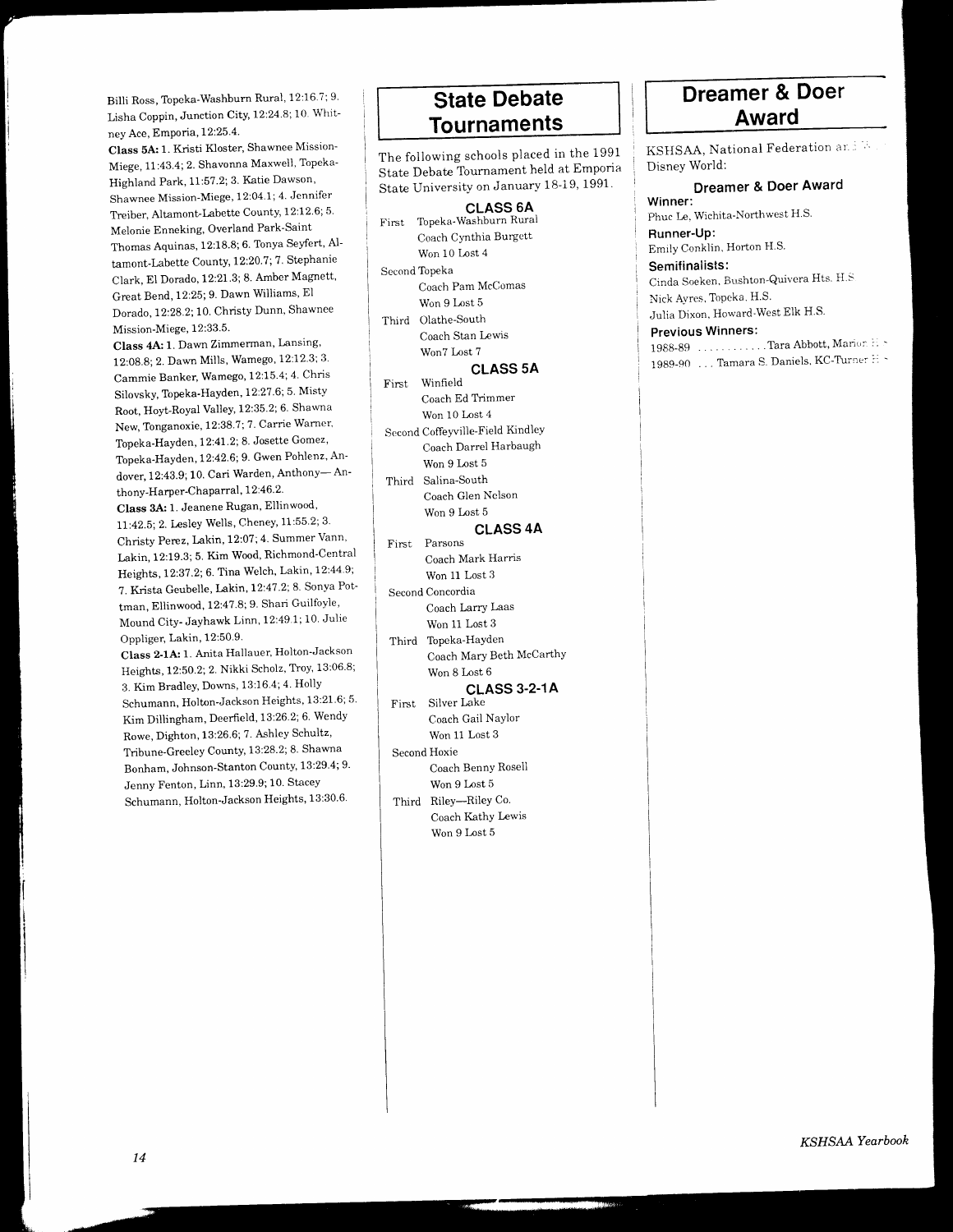Billi Ross, Topeka-Washburn Rural, 12:16.7; 9. Lisha Coppin, Junction City, 12:24.8; 10. Whitney Ace, Emporia, 12:25.4.

**Class 5A:** 1. Kristi Kloster, Shawnee Mission-Miege, 11:43.4; 2. Shavonna Maxwell, Topeka-Highland Park, 11:57.2; 3. Katie Dawson, Shawnee Mission-Miege, 12:04.1; 4. Jennifer Treiber, Altamont-Labette County, 12:12.6; 5. Melonie Enneking, Overland Park-Saint Thomas Aquinas, 12:18.8; 6. Tonya Seyfert, Altamont-Labette County, 12:20.7; 7. Stephanie Clark, El Dorado, 12:21.3; 8. Amber Magnett, Great Bend, 12:25; 9. Dawn Williams, El Dorado, 12:28.2; 10. Christy Dunn, Shawnee Mission-Miege, 12:33.5.

**Class 4A:** 1. Dawn Zimmerman, Lansing, 12:08.8; 2. Dawn Mills, Wamego, 12:12.3; 3. Cammie Banker, Wamego, 12:15.4; 4. Chris Silovsky, Topeka-Hayden, 12:27.6; 5. Misty Root, Hoyt-Royal Valley, 12:35.2; 6. Shawna New, Tonganoxie, 12:38.7; 7. Carrie Warner, Topeka-Hayden, 12:41.2; 8. Josette Gomez, Topeka-Hayden, 12:42.6; 9. Gwen Pohlenz, Andover, 12:43.9; 10. Cari Warden, Anthony— Anthony-Harper-Chaparral, 12:46.2.

**Class 3A:** 1. Jeanene Rugan, Ellinwood, 11:42.5; 2. Lesley Wells, Cheney, 11:55.2; 3. Christy Perez, Lakin, 12:07; 4. Summer Vann, Lakin, 12:19.3; 5. Kim Wood, Richmond-Central Heights, 12:37.2; 6. Tina Welch, Lakin, 12:44.9; 7. Krista Geubelle, Lakin, 12:47.2; 8. Sonya Pottman, Ellinwood, 12:47.8; 9. Shari Guilfoyle, Mound City- Jayhawk Linn, 12:49.1; 10. Julie Oppliger, Lakin, 12:50.9.

**Class 2-1A:** 1. Anita Hallauer, Holton-Jackson Heights, 12:50.2; 2. Nikki Scholz, Troy, 13:06.8; 3. Kim Bradley, Downs, 13:16.4; 4. Holly Schumann, Holton-Jackson Heights, 13:21.6; 5. Kim Dillingham, Deerfield, 13:26.2; 6. Wendy Rowe, Dighton, 13:26.6; 7. Ashley Schultz, Tribune-Greeley County, 13:28.2; 8. Shawna Bonham, Johnson-Stanton County, 13:29.4; 9. Jenny Fenton, Linn, 13:29.9; 10. Stacey Schumann, Holton-Jackson Heights, 13:30.6.

## State Debate Tournaments

The following schools placed in the 1991 State Debate Tournament held at Emporia State University on January 18-19, 1991.

### CLASS 6A

First Topeka-Washburn Rural
Coach Cynthia Burgett
Won 10 Lost 4

Second Topeka
Coach Pam McComas
Won 9 Lost 5

Third Olathe-South
Coach Stan Lewis
Won7 Lost 7

### CLASS 5A

First Winfield
Coach Ed Trimmer
Won 10 Lost 4

Second Coffeyville-Field Kindley
Coach Darrel Harbaugh
Won 9 Lost 5

Third Salina-South
Coach Glen Nelson
Won 9 Lost 5

### CLASS 4A

First Parsons
Coach Mark Harris
Won 11 Lost 3

Second Concordia
Coach Larry Laas
Won 11 Lost 3

Third Topeka-Hayden
Coach Mary Beth McCarthy
Won 8 Lost 6

### CLASS 3-2-1A

First Silver Lake
Coach Gail Naylor
Won 11 Lost 3

Second Hoxie
Coach Benny Rosell
Won 9 Lost 5

Third Riley—Riley Co.
Coach Kathy Lewis
Won 9 Lost 5

## Dreamer & Doer Award

KSHSAA, National Federation and Walt Disney World:

### Dreamer & Doer Award

**Winner:**
Phuc Le, Wichita-Northwest H.S.

**Runner-Up:**
Emily Conklin, Horton H.S.

**Semifinalists:**
Cinda Soeken, Bushton-Quivera Hts. H.S
Nick Ayres, Topeka. H.S.
Julia Dixon, Howard-West Elk H.S.

**Previous Winners:**
1988-89 . . . . . . . . . . . . Tara Abbott, Marion H.S.
1989-90 . . . Tamara S. Daniels, KC-Turner H.S.